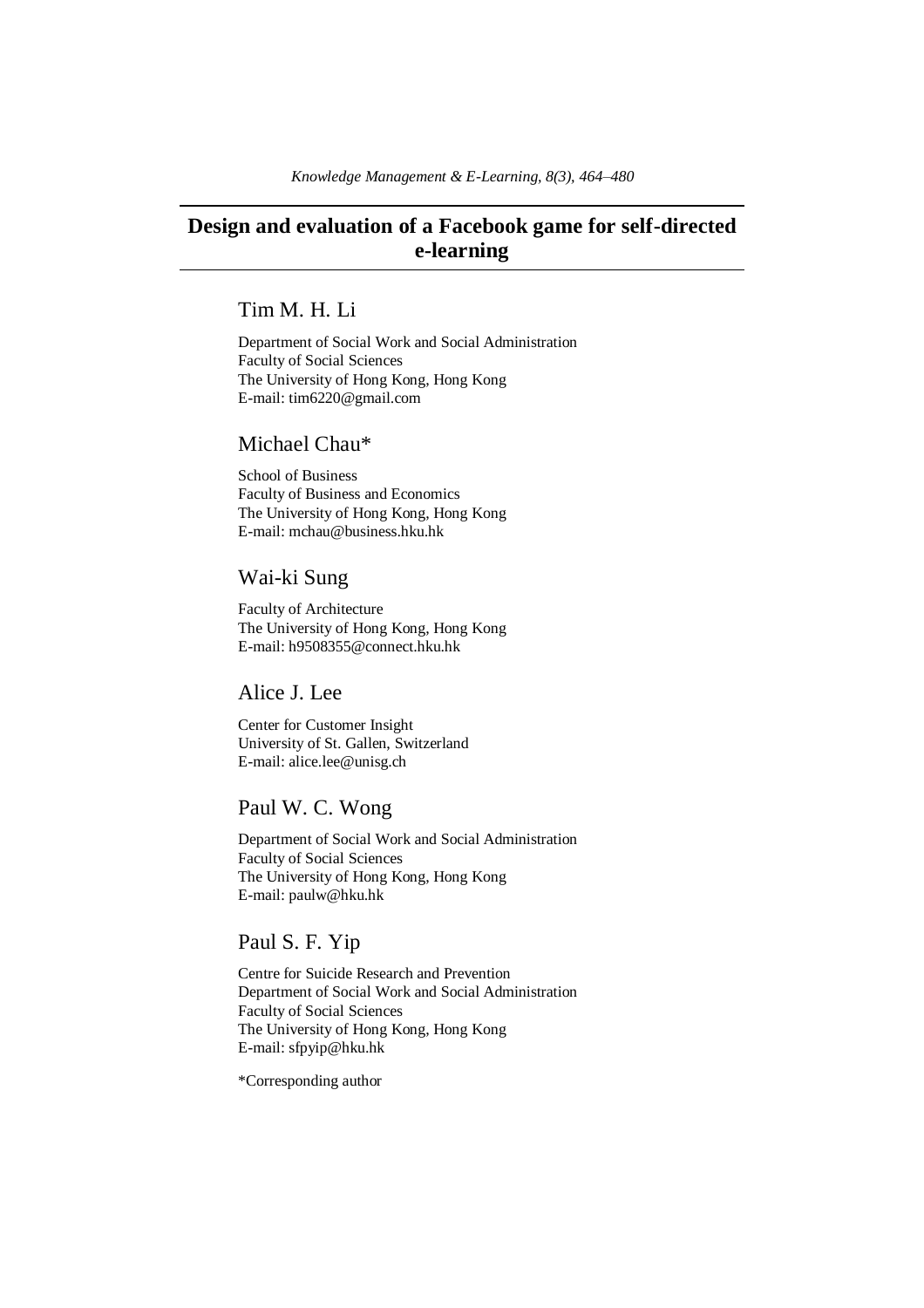# Design and evaluation of a Facebook game for self-directed e-learning

## Tim M. H. Li

Department of Social Work and Social Administration
Faculty of Social Sciences
The University of Hong Kong, Hong Kong
E-mail: tim6220@gmail.com

## Michael Chau*

School of Business
Faculty of Business and Economics
The University of Hong Kong, Hong Kong
E-mail: mchau@business.hku.hk

## Wai-ki Sung

Faculty of Architecture
The University of Hong Kong, Hong Kong
E-mail: h9508355@connect.hku.hk

## Alice J. Lee

Center for Customer Insight
University of St. Gallen, Switzerland
E-mail: alice.lee@unisg.ch

## Paul W. C. Wong

Department of Social Work and Social Administration
Faculty of Social Sciences
The University of Hong Kong, Hong Kong
E-mail: paulw@hku.hk

## Paul S. F. Yip

Centre for Suicide Research and Prevention
Department of Social Work and Social Administration
Faculty of Social Sciences
The University of Hong Kong, Hong Kong
E-mail: sfpyip@hku.hk

*Corresponding author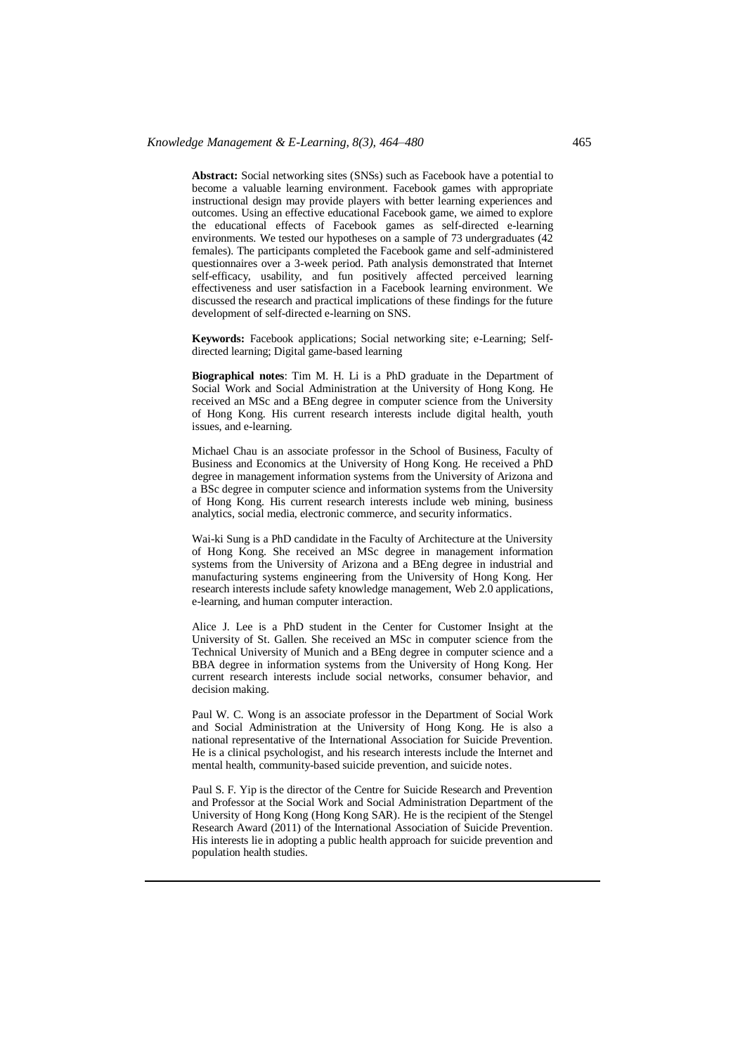**Abstract:** Social networking sites (SNSs) such as Facebook have a potential to become a valuable learning environment. Facebook games with appropriate instructional design may provide players with better learning experiences and outcomes. Using an effective educational Facebook game, we aimed to explore the educational effects of Facebook games as self-directed e-learning environments. We tested our hypotheses on a sample of 73 undergraduates (42 females). The participants completed the Facebook game and self-administered questionnaires over a 3-week period. Path analysis demonstrated that Internet self-efficacy, usability, and fun positively affected perceived learning effectiveness and user satisfaction in a Facebook learning environment. We discussed the research and practical implications of these findings for the future development of self-directed e-learning on SNS.

**Keywords:** Facebook applications; Social networking site; e-Learning; Self-directed learning; Digital game-based learning

**Biographical notes**: Tim M. H. Li is a PhD graduate in the Department of Social Work and Social Administration at the University of Hong Kong. He received an MSc and a BEng degree in computer science from the University of Hong Kong. His current research interests include digital health, youth issues, and e-learning.

Michael Chau is an associate professor in the School of Business, Faculty of Business and Economics at the University of Hong Kong. He received a PhD degree in management information systems from the University of Arizona and a BSc degree in computer science and information systems from the University of Hong Kong. His current research interests include web mining, business analytics, social media, electronic commerce, and security informatics.

Wai-ki Sung is a PhD candidate in the Faculty of Architecture at the University of Hong Kong. She received an MSc degree in management information systems from the University of Arizona and a BEng degree in industrial and manufacturing systems engineering from the University of Hong Kong. Her research interests include safety knowledge management, Web 2.0 applications, e-learning, and human computer interaction.

Alice J. Lee is a PhD student in the Center for Customer Insight at the University of St. Gallen. She received an MSc in computer science from the Technical University of Munich and a BEng degree in computer science and a BBA degree in information systems from the University of Hong Kong. Her current research interests include social networks, consumer behavior, and decision making.

Paul W. C. Wong is an associate professor in the Department of Social Work and Social Administration at the University of Hong Kong. He is also a national representative of the International Association for Suicide Prevention. He is a clinical psychologist, and his research interests include the Internet and mental health, community-based suicide prevention, and suicide notes.

Paul S. F. Yip is the director of the Centre for Suicide Research and Prevention and Professor at the Social Work and Social Administration Department of the University of Hong Kong (Hong Kong SAR). He is the recipient of the Stengel Research Award (2011) of the International Association of Suicide Prevention. His interests lie in adopting a public health approach for suicide prevention and population health studies.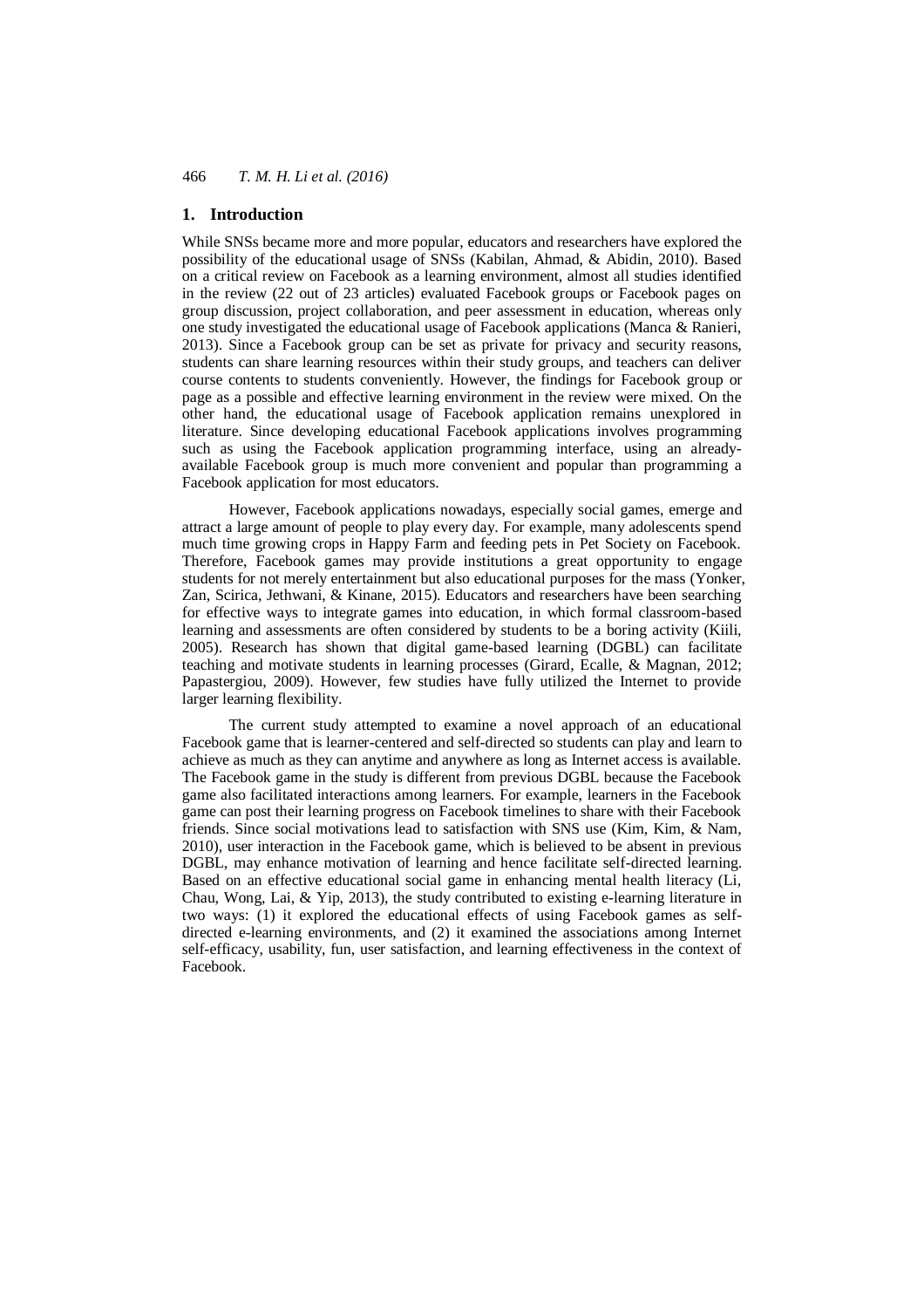## 1. Introduction

While SNSs became more and more popular, educators and researchers have explored the possibility of the educational usage of SNSs (Kabilan, Ahmad, & Abidin, 2010). Based on a critical review on Facebook as a learning environment, almost all studies identified in the review (22 out of 23 articles) evaluated Facebook groups or Facebook pages on group discussion, project collaboration, and peer assessment in education, whereas only one study investigated the educational usage of Facebook applications (Manca & Ranieri, 2013). Since a Facebook group can be set as private for privacy and security reasons, students can share learning resources within their study groups, and teachers can deliver course contents to students conveniently. However, the findings for Facebook group or page as a possible and effective learning environment in the review were mixed. On the other hand, the educational usage of Facebook application remains unexplored in literature. Since developing educational Facebook applications involves programming such as using the Facebook application programming interface, using an already-available Facebook group is much more convenient and popular than programming a Facebook application for most educators.

However, Facebook applications nowadays, especially social games, emerge and attract a large amount of people to play every day. For example, many adolescents spend much time growing crops in Happy Farm and feeding pets in Pet Society on Facebook. Therefore, Facebook games may provide institutions a great opportunity to engage students for not merely entertainment but also educational purposes for the mass (Yonker, Zan, Scirica, Jethwani, & Kinane, 2015). Educators and researchers have been searching for effective ways to integrate games into education, in which formal classroom-based learning and assessments are often considered by students to be a boring activity (Kiili, 2005). Research has shown that digital game-based learning (DGBL) can facilitate teaching and motivate students in learning processes (Girard, Ecalle, & Magnan, 2012; Papastergiou, 2009). However, few studies have fully utilized the Internet to provide larger learning flexibility.

The current study attempted to examine a novel approach of an educational Facebook game that is learner-centered and self-directed so students can play and learn to achieve as much as they can anytime and anywhere as long as Internet access is available. The Facebook game in the study is different from previous DGBL because the Facebook game also facilitated interactions among learners. For example, learners in the Facebook game can post their learning progress on Facebook timelines to share with their Facebook friends. Since social motivations lead to satisfaction with SNS use (Kim, Kim, & Nam, 2010), user interaction in the Facebook game, which is believed to be absent in previous DGBL, may enhance motivation of learning and hence facilitate self-directed learning. Based on an effective educational social game in enhancing mental health literacy (Li, Chau, Wong, Lai, & Yip, 2013), the study contributed to existing e-learning literature in two ways: (1) it explored the educational effects of using Facebook games as self-directed e-learning environments, and (2) it examined the associations among Internet self-efficacy, usability, fun, user satisfaction, and learning effectiveness in the context of Facebook.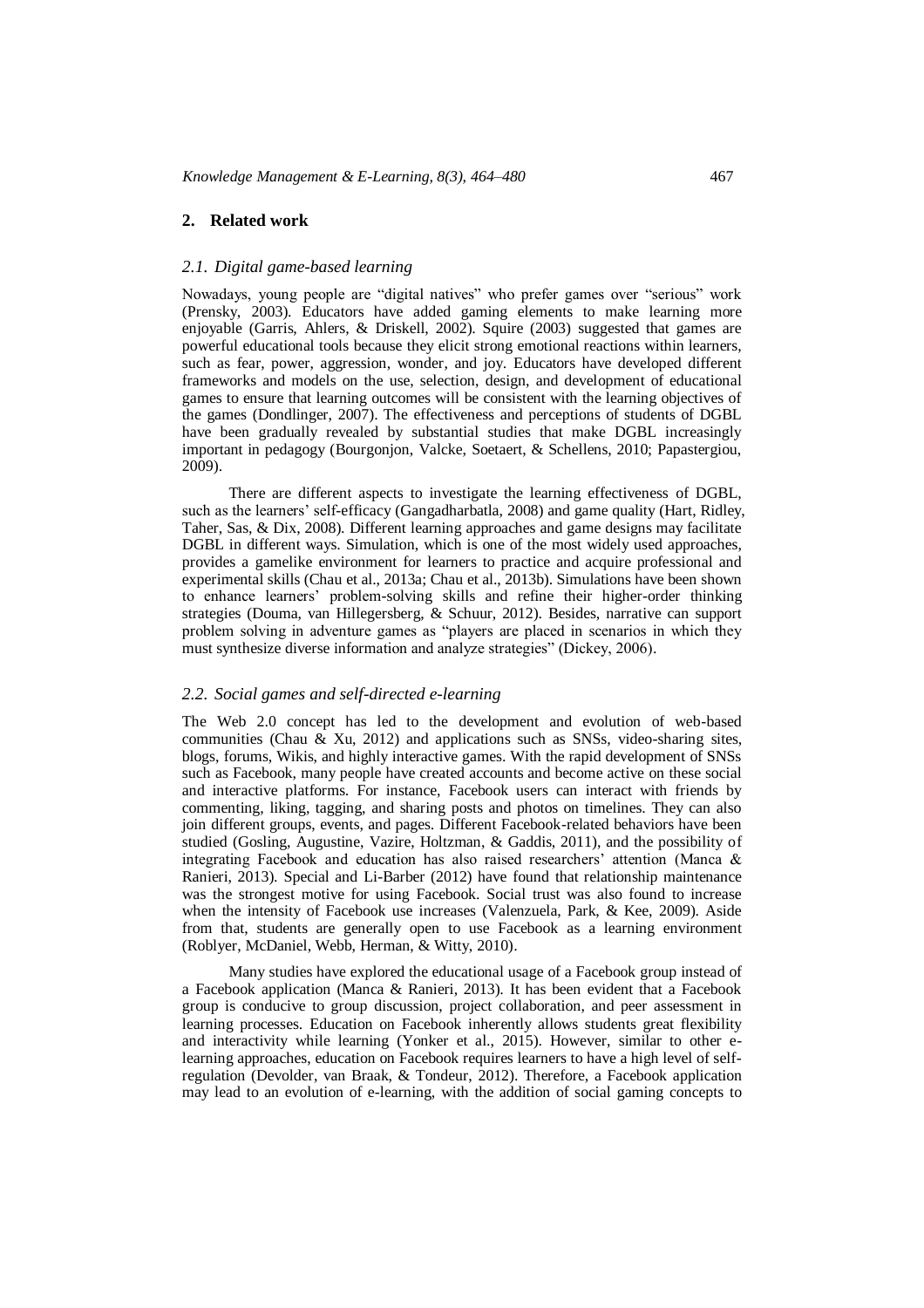## 2. Related work

### 2.1. Digital game-based learning

Nowadays, young people are "digital natives" who prefer games over "serious" work (Prensky, 2003). Educators have added gaming elements to make learning more enjoyable (Garris, Ahlers, & Driskell, 2002). Squire (2003) suggested that games are powerful educational tools because they elicit strong emotional reactions within learners, such as fear, power, aggression, wonder, and joy. Educators have developed different frameworks and models on the use, selection, design, and development of educational games to ensure that learning outcomes will be consistent with the learning objectives of the games (Dondlinger, 2007). The effectiveness and perceptions of students of DGBL have been gradually revealed by substantial studies that make DGBL increasingly important in pedagogy (Bourgonjon, Valcke, Soetaert, & Schellens, 2010; Papastergiou, 2009).

There are different aspects to investigate the learning effectiveness of DGBL, such as the learners' self-efficacy (Gangadharbatla, 2008) and game quality (Hart, Ridley, Taher, Sas, & Dix, 2008). Different learning approaches and game designs may facilitate DGBL in different ways. Simulation, which is one of the most widely used approaches, provides a gamelike environment for learners to practice and acquire professional and experimental skills (Chau et al., 2013a; Chau et al., 2013b). Simulations have been shown to enhance learners' problem-solving skills and refine their higher-order thinking strategies (Douma, van Hillegersberg, & Schuur, 2012). Besides, narrative can support problem solving in adventure games as "players are placed in scenarios in which they must synthesize diverse information and analyze strategies" (Dickey, 2006).

### 2.2. Social games and self-directed e-learning

The Web 2.0 concept has led to the development and evolution of web-based communities (Chau & Xu, 2012) and applications such as SNSs, video-sharing sites, blogs, forums, Wikis, and highly interactive games. With the rapid development of SNSs such as Facebook, many people have created accounts and become active on these social and interactive platforms. For instance, Facebook users can interact with friends by commenting, liking, tagging, and sharing posts and photos on timelines. They can also join different groups, events, and pages. Different Facebook-related behaviors have been studied (Gosling, Augustine, Vazire, Holtzman, & Gaddis, 2011), and the possibility of integrating Facebook and education has also raised researchers' attention (Manca & Ranieri, 2013). Special and Li-Barber (2012) have found that relationship maintenance was the strongest motive for using Facebook. Social trust was also found to increase when the intensity of Facebook use increases (Valenzuela, Park, & Kee, 2009). Aside from that, students are generally open to use Facebook as a learning environment (Roblyer, McDaniel, Webb, Herman, & Witty, 2010).

Many studies have explored the educational usage of a Facebook group instead of a Facebook application (Manca & Ranieri, 2013). It has been evident that a Facebook group is conducive to group discussion, project collaboration, and peer assessment in learning processes. Education on Facebook inherently allows students great flexibility and interactivity while learning (Yonker et al., 2015). However, similar to other e-learning approaches, education on Facebook requires learners to have a high level of self-regulation (Devolder, van Braak, & Tondeur, 2012). Therefore, a Facebook application may lead to an evolution of e-learning, with the addition of social gaming concepts to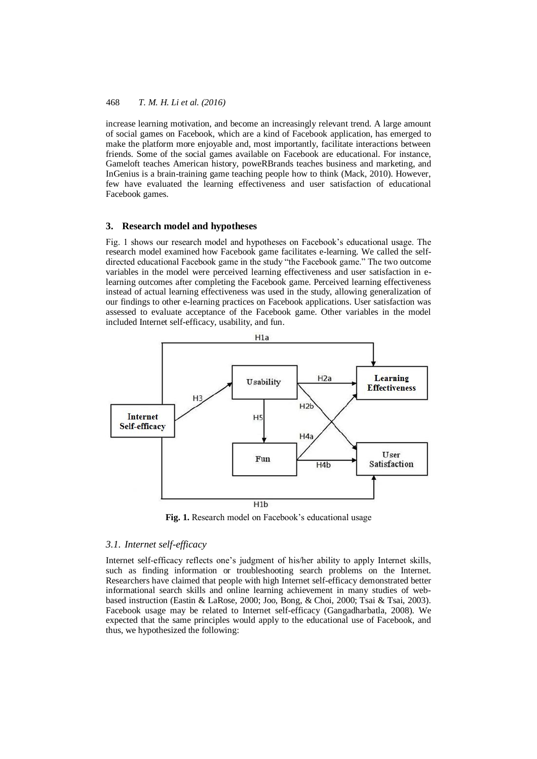increase learning motivation, and become an increasingly relevant trend. A large amount of social games on Facebook, which are a kind of Facebook application, has emerged to make the platform more enjoyable and, most importantly, facilitate interactions between friends. Some of the social games available on Facebook are educational. For instance, Gameloft teaches American history, poweRBrands teaches business and marketing, and InGenius is a brain-training game teaching people how to think (Mack, 2010). However, few have evaluated the learning effectiveness and user satisfaction of educational Facebook games.

## 3. Research model and hypotheses

Fig. 1 shows our research model and hypotheses on Facebook's educational usage. The research model examined how Facebook game facilitates e-learning. We called the self-directed educational Facebook game in the study "the Facebook game." The two outcome variables in the model were perceived learning effectiveness and user satisfaction in e-learning outcomes after completing the Facebook game. Perceived learning effectiveness instead of actual learning effectiveness was used in the study, allowing generalization of our findings to other e-learning practices on Facebook applications. User satisfaction was assessed to evaluate acceptance of the Facebook game. Other variables in the model included Internet self-efficacy, usability, and fun.

**Fig. 1.** Research model on Facebook's educational usage

### 3.1. Internet self-efficacy

Internet self-efficacy reflects one's judgment of his/her ability to apply Internet skills, such as finding information or troubleshooting search problems on the Internet. Researchers have claimed that people with high Internet self-efficacy demonstrated better informational search skills and online learning achievement in many studies of web-based instruction (Eastin & LaRose, 2000; Joo, Bong, & Choi, 2000; Tsai & Tsai, 2003). Facebook usage may be related to Internet self-efficacy (Gangadharbatla, 2008). We expected that the same principles would apply to the educational use of Facebook, and thus, we hypothesized the following: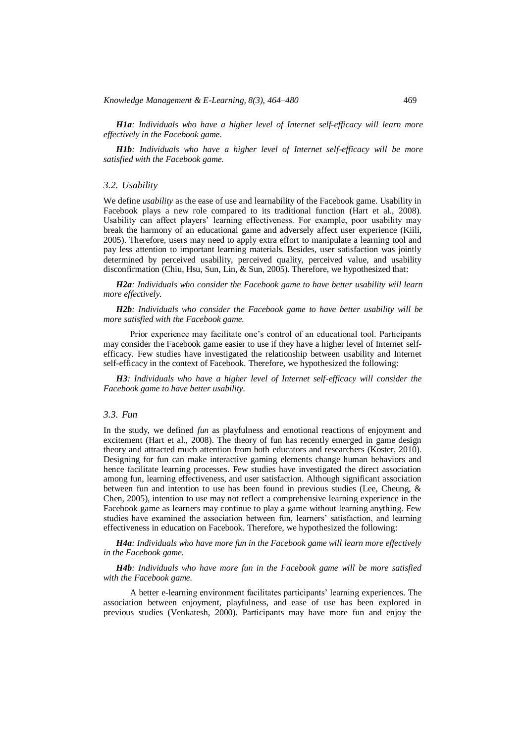***H1a**: Individuals who have a higher level of Internet self-efficacy will learn more effectively in the Facebook game.*

***H1b**: Individuals who have a higher level of Internet self-efficacy will be more satisfied with the Facebook game.*

### *3.2. Usability*

We define *usability* as the ease of use and learnability of the Facebook game. Usability in Facebook plays a new role compared to its traditional function (Hart et al., 2008). Usability can affect players' learning effectiveness. For example, poor usability may break the harmony of an educational game and adversely affect user experience (Kiili, 2005). Therefore, users may need to apply extra effort to manipulate a learning tool and pay less attention to important learning materials. Besides, user satisfaction was jointly determined by perceived usability, perceived quality, perceived value, and usability disconfirmation (Chiu, Hsu, Sun, Lin, & Sun, 2005). Therefore, we hypothesized that:

***H2a**: Individuals who consider the Facebook game to have better usability will learn more effectively.*

***H2b**: Individuals who consider the Facebook game to have better usability will be more satisfied with the Facebook game.*

Prior experience may facilitate one's control of an educational tool. Participants may consider the Facebook game easier to use if they have a higher level of Internet self-efficacy. Few studies have investigated the relationship between usability and Internet self-efficacy in the context of Facebook. Therefore, we hypothesized the following:

***H3**: Individuals who have a higher level of Internet self-efficacy will consider the Facebook game to have better usability.*

### *3.3. Fun*

In the study, we defined *fun* as playfulness and emotional reactions of enjoyment and excitement (Hart et al., 2008). The theory of fun has recently emerged in game design theory and attracted much attention from both educators and researchers (Koster, 2010). Designing for fun can make interactive gaming elements change human behaviors and hence facilitate learning processes. Few studies have investigated the direct association among fun, learning effectiveness, and user satisfaction. Although significant association between fun and intention to use has been found in previous studies (Lee, Cheung, & Chen, 2005), intention to use may not reflect a comprehensive learning experience in the Facebook game as learners may continue to play a game without learning anything. Few studies have examined the association between fun, learners' satisfaction, and learning effectiveness in education on Facebook. Therefore, we hypothesized the following:

***H4a**: Individuals who have more fun in the Facebook game will learn more effectively in the Facebook game.*

***H4b**: Individuals who have more fun in the Facebook game will be more satisfied with the Facebook game.*

A better e-learning environment facilitates participants' learning experiences. The association between enjoyment, playfulness, and ease of use has been explored in previous studies (Venkatesh, 2000). Participants may have more fun and enjoy the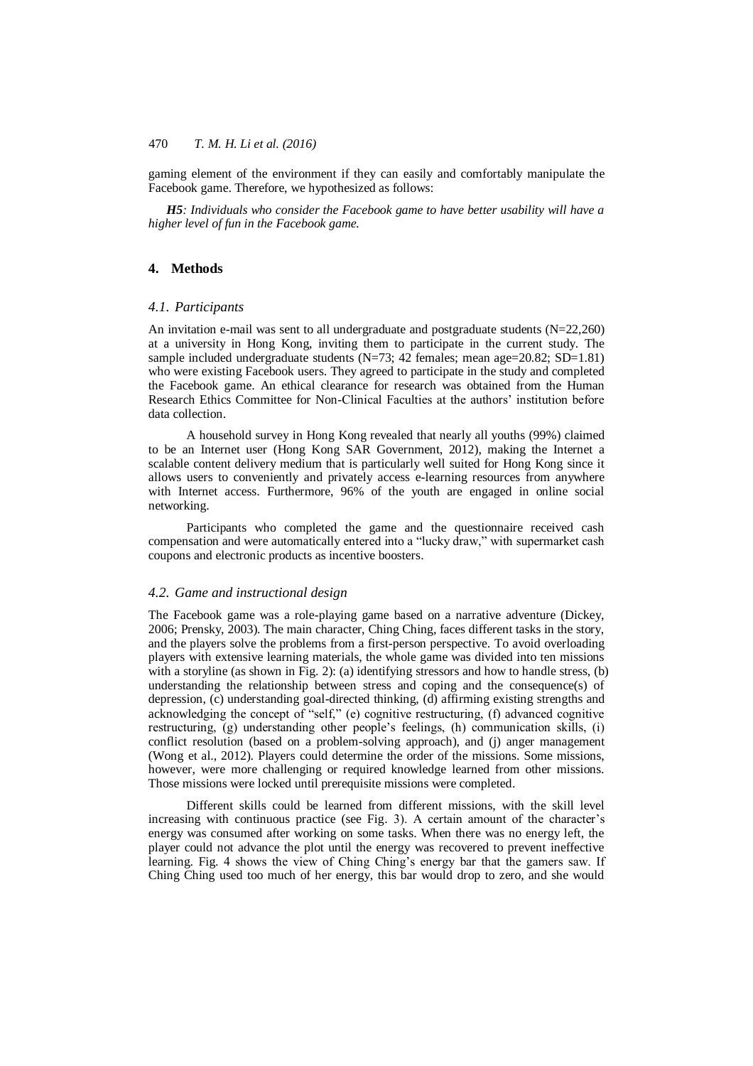gaming element of the environment if they can easily and comfortably manipulate the Facebook game. Therefore, we hypothesized as follows:

***H5**: Individuals who consider the Facebook game to have better usability will have a higher level of fun in the Facebook game.*

## 4. Methods

### 4.1. Participants

An invitation e-mail was sent to all undergraduate and postgraduate students (N=22,260) at a university in Hong Kong, inviting them to participate in the current study. The sample included undergraduate students (N=73; 42 females; mean age=20.82; SD=1.81) who were existing Facebook users. They agreed to participate in the study and completed the Facebook game. An ethical clearance for research was obtained from the Human Research Ethics Committee for Non-Clinical Faculties at the authors' institution before data collection.

A household survey in Hong Kong revealed that nearly all youths (99%) claimed to be an Internet user (Hong Kong SAR Government, 2012), making the Internet a scalable content delivery medium that is particularly well suited for Hong Kong since it allows users to conveniently and privately access e-learning resources from anywhere with Internet access. Furthermore, 96% of the youth are engaged in online social networking.

Participants who completed the game and the questionnaire received cash compensation and were automatically entered into a "lucky draw," with supermarket cash coupons and electronic products as incentive boosters.

### 4.2. Game and instructional design

The Facebook game was a role-playing game based on a narrative adventure (Dickey, 2006; Prensky, 2003). The main character, Ching Ching, faces different tasks in the story, and the players solve the problems from a first-person perspective. To avoid overloading players with extensive learning materials, the whole game was divided into ten missions with a storyline (as shown in Fig. 2): (a) identifying stressors and how to handle stress, (b) understanding the relationship between stress and coping and the consequence(s) of depression, (c) understanding goal-directed thinking, (d) affirming existing strengths and acknowledging the concept of "self," (e) cognitive restructuring, (f) advanced cognitive restructuring, (g) understanding other people's feelings, (h) communication skills, (i) conflict resolution (based on a problem-solving approach), and (j) anger management (Wong et al., 2012). Players could determine the order of the missions. Some missions, however, were more challenging or required knowledge learned from other missions. Those missions were locked until prerequisite missions were completed.

Different skills could be learned from different missions, with the skill level increasing with continuous practice (see Fig. 3). A certain amount of the character's energy was consumed after working on some tasks. When there was no energy left, the player could not advance the plot until the energy was recovered to prevent ineffective learning. Fig. 4 shows the view of Ching Ching's energy bar that the gamers saw. If Ching Ching used too much of her energy, this bar would drop to zero, and she would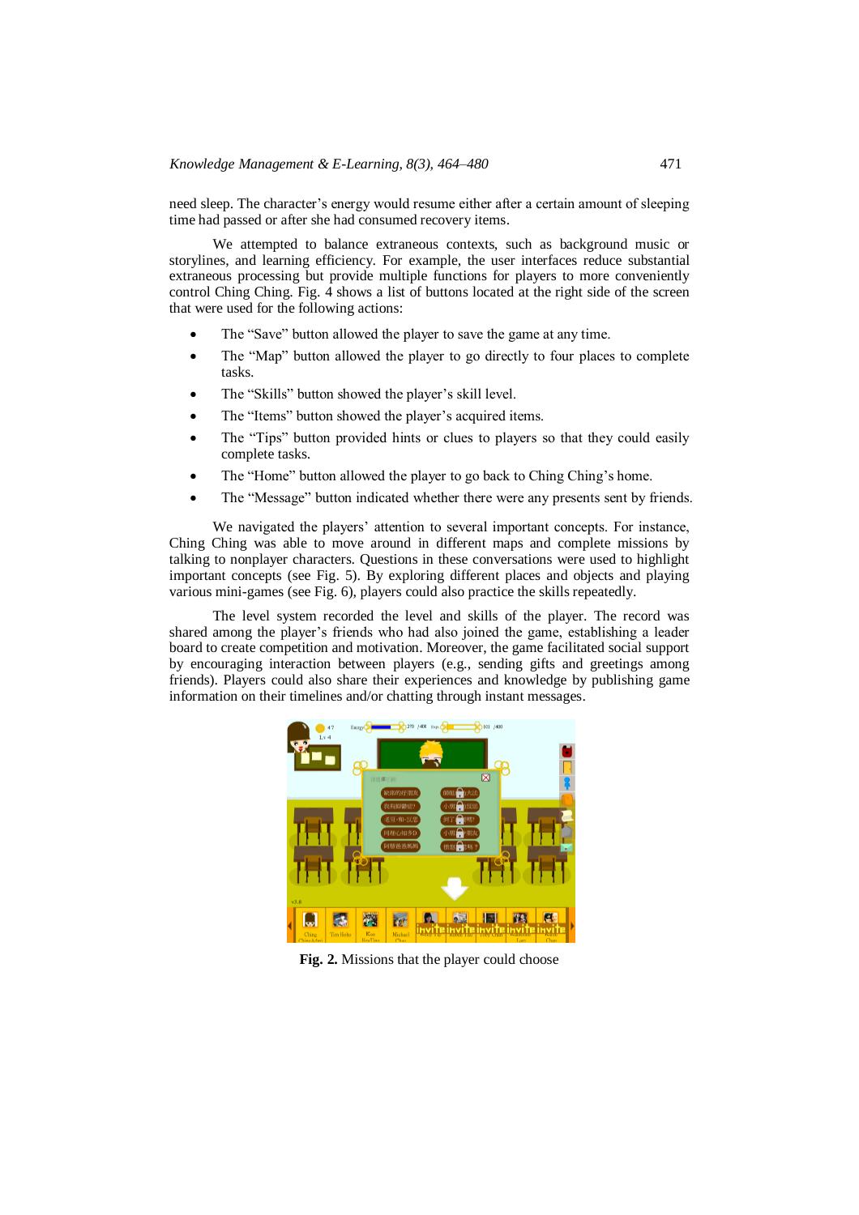need sleep. The character's energy would resume either after a certain amount of sleeping time had passed or after she had consumed recovery items.

We attempted to balance extraneous contexts, such as background music or storylines, and learning efficiency. For example, the user interfaces reduce substantial extraneous processing but provide multiple functions for players to more conveniently control Ching Ching. Fig. 4 shows a list of buttons located at the right side of the screen that were used for the following actions:

- The "Save" button allowed the player to save the game at any time.
- The "Map" button allowed the player to go directly to four places to complete tasks.
- The "Skills" button showed the player's skill level.
- The "Items" button showed the player's acquired items.
- The "Tips" button provided hints or clues to players so that they could easily complete tasks.
- The "Home" button allowed the player to go back to Ching Ching's home.
- The "Message" button indicated whether there were any presents sent by friends.

We navigated the players' attention to several important concepts. For instance, Ching Ching was able to move around in different maps and complete missions by talking to nonplayer characters. Questions in these conversations were used to highlight important concepts (see Fig. 5). By exploring different places and objects and playing various mini-games (see Fig. 6), players could also practice the skills repeatedly.

The level system recorded the level and skills of the player. The record was shared among the player's friends who had also joined the game, establishing a leader board to create competition and motivation. Moreover, the game facilitated social support by encouraging interaction between players (e.g., sending gifts and greetings among friends). Players could also share their experiences and knowledge by publishing game information on their timelines and/or chatting through instant messages.

**Fig. 2.** Missions that the player could choose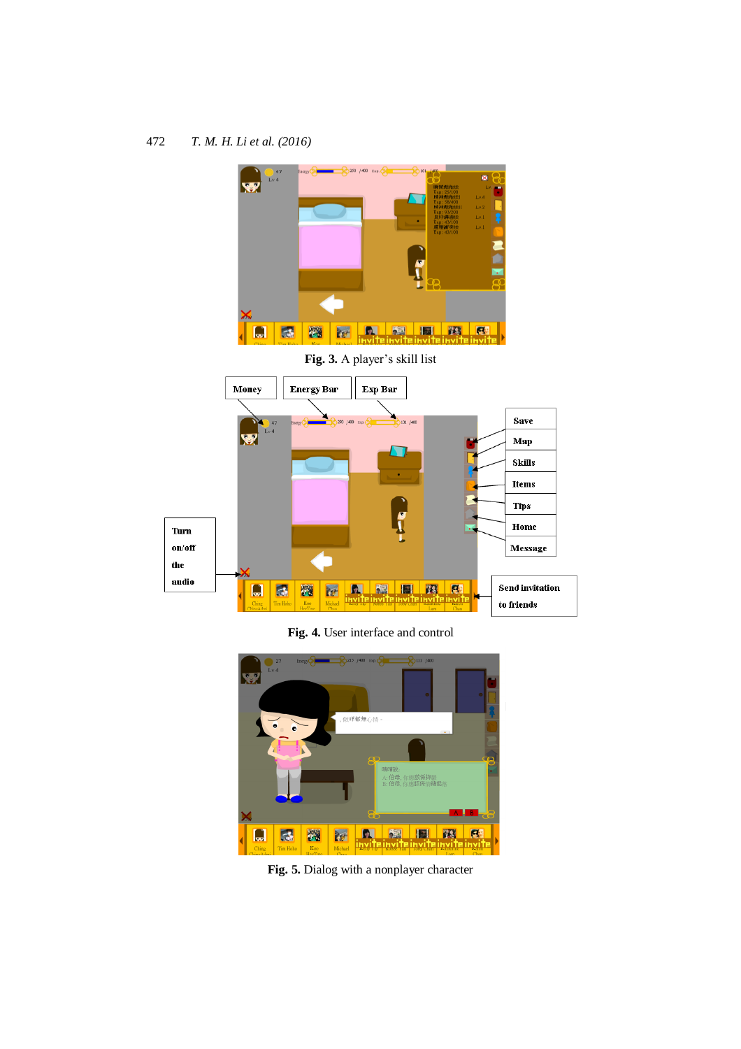Fig. 3. A player's skill list

Fig. 4. User interface and control

Fig. 5. Dialog with a nonplayer character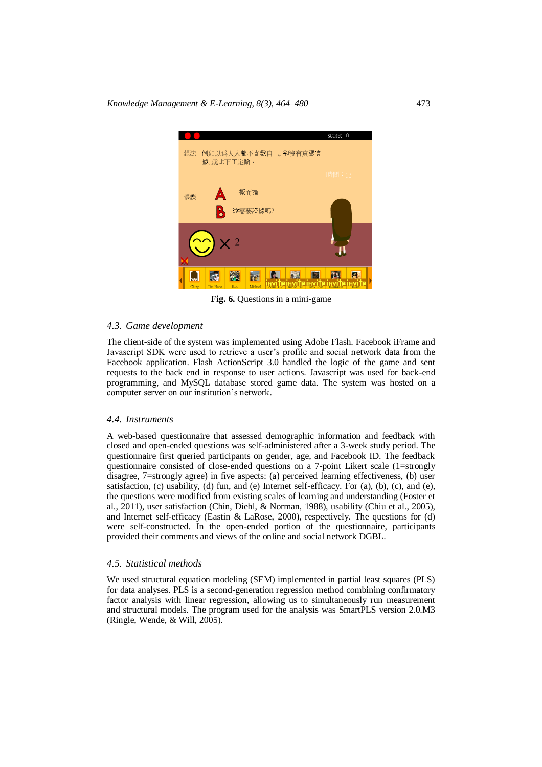**Fig. 6.** Questions in a mini-game

### 4.3. Game development

The client-side of the system was implemented using Adobe Flash. Facebook iFrame and Javascript SDK were used to retrieve a user's profile and social network data from the Facebook application. Flash ActionScript 3.0 handled the logic of the game and sent requests to the back end in response to user actions. Javascript was used for back-end programming, and MySQL database stored game data. The system was hosted on a computer server on our institution's network.

### 4.4. Instruments

A web-based questionnaire that assessed demographic information and feedback with closed and open-ended questions was self-administered after a 3-week study period. The questionnaire first queried participants on gender, age, and Facebook ID. The feedback questionnaire consisted of close-ended questions on a 7-point Likert scale (1=strongly disagree, 7=strongly agree) in five aspects: (a) perceived learning effectiveness, (b) user satisfaction, (c) usability, (d) fun, and (e) Internet self-efficacy. For (a), (b), (c), and (e), the questions were modified from existing scales of learning and understanding (Foster et al., 2011), user satisfaction (Chin, Diehl, & Norman, 1988), usability (Chiu et al., 2005), and Internet self-efficacy (Eastin & LaRose, 2000), respectively. The questions for (d) were self-constructed. In the open-ended portion of the questionnaire, participants provided their comments and views of the online and social network DGBL.

### 4.5. Statistical methods

We used structural equation modeling (SEM) implemented in partial least squares (PLS) for data analyses. PLS is a second-generation regression method combining confirmatory factor analysis with linear regression, allowing us to simultaneously run measurement and structural models. The program used for the analysis was SmartPLS version 2.0.M3 (Ringle, Wende, & Will, 2005).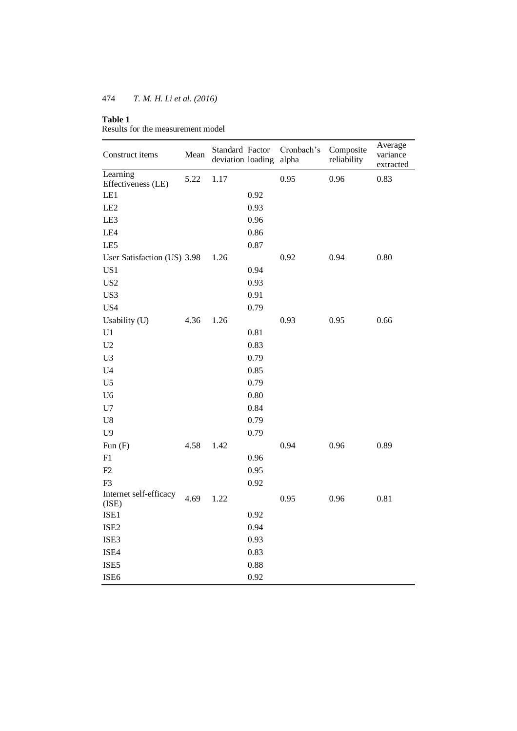**Table 1**
Results for the measurement model

| Construct items | Mean | Standard deviation | Factor loading | Cronbach's alpha | Composite reliability | Average variance extracted |
|---|---|---|---|---|---|---|
| Learning Effectiveness (LE) | 5.22 | 1.17 | | 0.95 | 0.96 | 0.83 |
| LE1 | | | 0.92 | | | |
| LE2 | | | 0.93 | | | |
| LE3 | | | 0.96 | | | |
| LE4 | | | 0.86 | | | |
| LE5 | | | 0.87 | | | |
| User Satisfaction (US) | 3.98 | 1.26 | | 0.92 | 0.94 | 0.80 |
| US1 | | | 0.94 | | | |
| US2 | | | 0.93 | | | |
| US3 | | | 0.91 | | | |
| US4 | | | 0.79 | | | |
| Usability (U) | 4.36 | 1.26 | | 0.93 | 0.95 | 0.66 |
| U1 | | | 0.81 | | | |
| U2 | | | 0.83 | | | |
| U3 | | | 0.79 | | | |
| U4 | | | 0.85 | | | |
| U5 | | | 0.79 | | | |
| U6 | | | 0.80 | | | |
| U7 | | | 0.84 | | | |
| U8 | | | 0.79 | | | |
| U9 | | | 0.79 | | | |
| Fun (F) | 4.58 | 1.42 | | 0.94 | 0.96 | 0.89 |
| F1 | | | 0.96 | | | |
| F2 | | | 0.95 | | | |
| F3 | | | 0.92 | | | |
| Internet self-efficacy (ISE) | 4.69 | 1.22 | | 0.95 | 0.96 | 0.81 |
| ISE1 | | | 0.92 | | | |
| ISE2 | | | 0.94 | | | |
| ISE3 | | | 0.93 | | | |
| ISE4 | | | 0.83 | | | |
| ISE5 | | | 0.88 | | | |
| ISE6 | | | 0.92 | | | |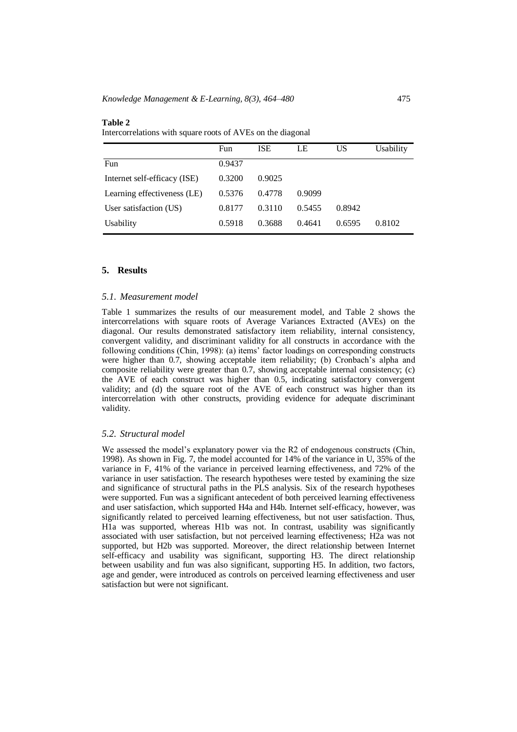**Table 2**

Intercorrelations with square roots of AVEs on the diagonal

| | Fun | ISE | LE | US | Usability |
|---|---|---|---|---|---|
| Fun | 0.9437 | | | | |
| Internet self-efficacy (ISE) | 0.3200 | 0.9025 | | | |
| Learning effectiveness (LE) | 0.5376 | 0.4778 | 0.9099 | | |
| User satisfaction (US) | 0.8177 | 0.3110 | 0.5455 | 0.8942 | |
| Usability | 0.5918 | 0.3688 | 0.4641 | 0.6595 | 0.8102 |

## 5. Results

### *5.1. Measurement model*

Table 1 summarizes the results of our measurement model, and Table 2 shows the intercorrelations with square roots of Average Variances Extracted (AVEs) on the diagonal. Our results demonstrated satisfactory item reliability, internal consistency, convergent validity, and discriminant validity for all constructs in accordance with the following conditions (Chin, 1998): (a) items' factor loadings on corresponding constructs were higher than 0.7, showing acceptable item reliability; (b) Cronbach's alpha and composite reliability were greater than 0.7, showing acceptable internal consistency; (c) the AVE of each construct was higher than 0.5, indicating satisfactory convergent validity; and (d) the square root of the AVE of each construct was higher than its intercorrelation with other constructs, providing evidence for adequate discriminant validity.

### *5.2. Structural model*

We assessed the model's explanatory power via the R2 of endogenous constructs (Chin, 1998). As shown in Fig. 7, the model accounted for 14% of the variance in U, 35% of the variance in F, 41% of the variance in perceived learning effectiveness, and 72% of the variance in user satisfaction. The research hypotheses were tested by examining the size and significance of structural paths in the PLS analysis. Six of the research hypotheses were supported. Fun was a significant antecedent of both perceived learning effectiveness and user satisfaction, which supported H4a and H4b. Internet self-efficacy, however, was significantly related to perceived learning effectiveness, but not user satisfaction. Thus, H1a was supported, whereas H1b was not. In contrast, usability was significantly associated with user satisfaction, but not perceived learning effectiveness; H2a was not supported, but H2b was supported. Moreover, the direct relationship between Internet self-efficacy and usability was significant, supporting H3. The direct relationship between usability and fun was also significant, supporting H5. In addition, two factors, age and gender, were introduced as controls on perceived learning effectiveness and user satisfaction but were not significant.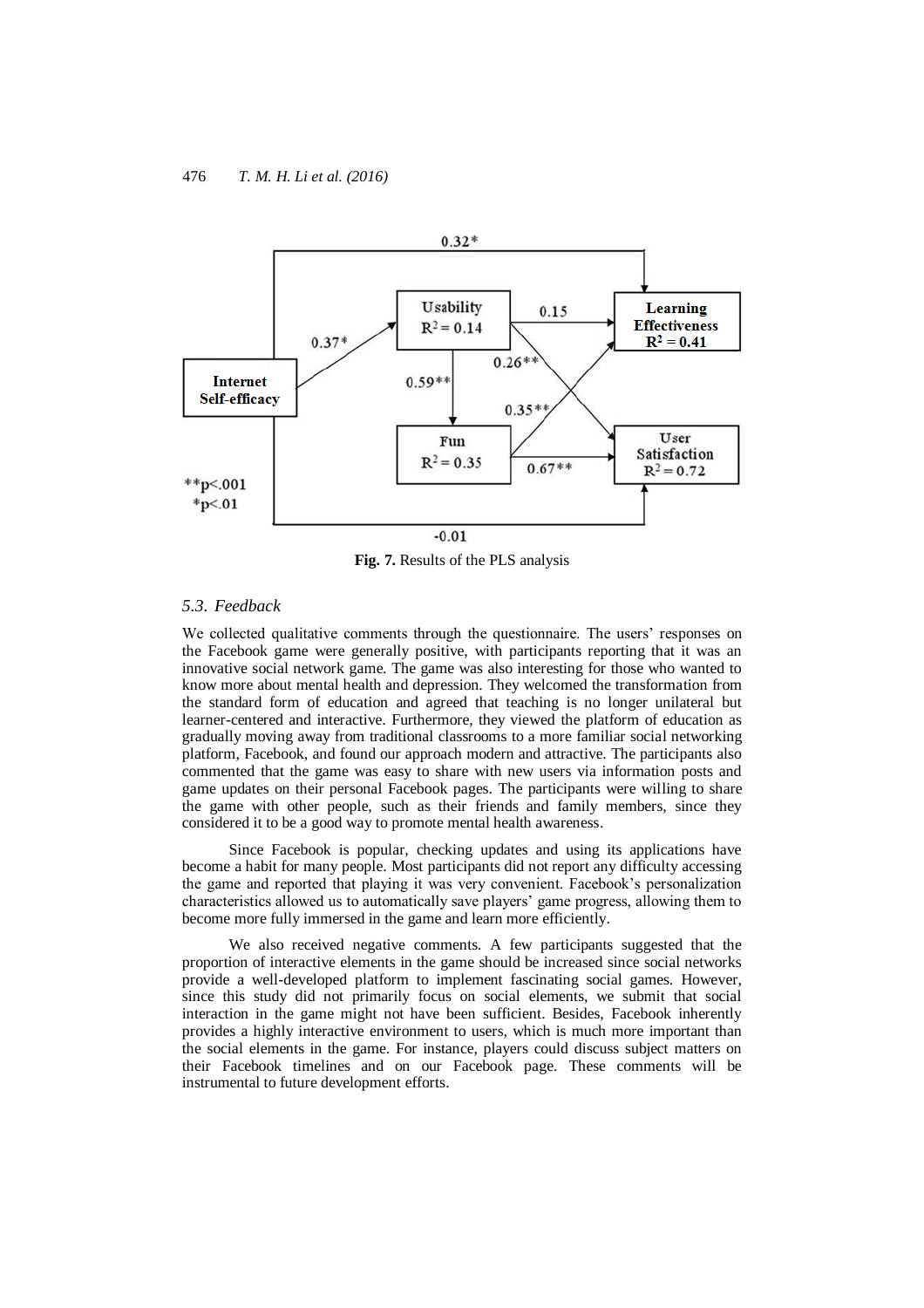Fig. 7. Results of the PLS analysis

### 5.3. Feedback

We collected qualitative comments through the questionnaire. The users' responses on the Facebook game were generally positive, with participants reporting that it was an innovative social network game. The game was also interesting for those who wanted to know more about mental health and depression. They welcomed the transformation from the standard form of education and agreed that teaching is no longer unilateral but learner-centered and interactive. Furthermore, they viewed the platform of education as gradually moving away from traditional classrooms to a more familiar social networking platform, Facebook, and found our approach modern and attractive. The participants also commented that the game was easy to share with new users via information posts and game updates on their personal Facebook pages. The participants were willing to share the game with other people, such as their friends and family members, since they considered it to be a good way to promote mental health awareness.

Since Facebook is popular, checking updates and using its applications have become a habit for many people. Most participants did not report any difficulty accessing the game and reported that playing it was very convenient. Facebook's personalization characteristics allowed us to automatically save players' game progress, allowing them to become more fully immersed in the game and learn more efficiently.

We also received negative comments. A few participants suggested that the proportion of interactive elements in the game should be increased since social networks provide a well-developed platform to implement fascinating social games. However, since this study did not primarily focus on social elements, we submit that social interaction in the game might not have been sufficient. Besides, Facebook inherently provides a highly interactive environment to users, which is much more important than the social elements in the game. For instance, players could discuss subject matters on their Facebook timelines and on our Facebook page. These comments will be instrumental to future development efforts.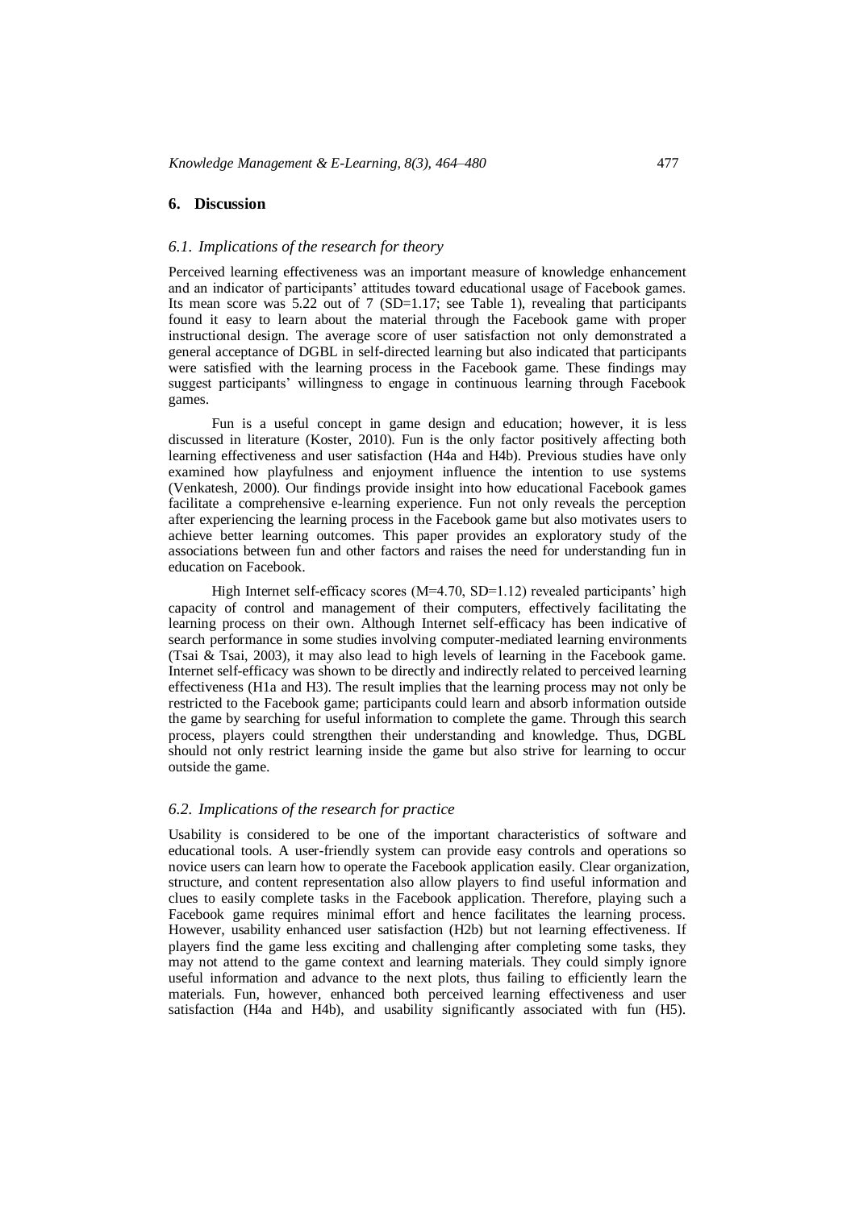## 6. Discussion

### *6.1. Implications of the research for theory*

Perceived learning effectiveness was an important measure of knowledge enhancement and an indicator of participants' attitudes toward educational usage of Facebook games. Its mean score was 5.22 out of 7 (SD=1.17; see Table 1), revealing that participants found it easy to learn about the material through the Facebook game with proper instructional design. The average score of user satisfaction not only demonstrated a general acceptance of DGBL in self-directed learning but also indicated that participants were satisfied with the learning process in the Facebook game. These findings may suggest participants' willingness to engage in continuous learning through Facebook games.

Fun is a useful concept in game design and education; however, it is less discussed in literature (Koster, 2010). Fun is the only factor positively affecting both learning effectiveness and user satisfaction (H4a and H4b). Previous studies have only examined how playfulness and enjoyment influence the intention to use systems (Venkatesh, 2000). Our findings provide insight into how educational Facebook games facilitate a comprehensive e-learning experience. Fun not only reveals the perception after experiencing the learning process in the Facebook game but also motivates users to achieve better learning outcomes. This paper provides an exploratory study of the associations between fun and other factors and raises the need for understanding fun in education on Facebook.

High Internet self-efficacy scores (M=4.70, SD=1.12) revealed participants' high capacity of control and management of their computers, effectively facilitating the learning process on their own. Although Internet self-efficacy has been indicative of search performance in some studies involving computer-mediated learning environments (Tsai & Tsai, 2003), it may also lead to high levels of learning in the Facebook game. Internet self-efficacy was shown to be directly and indirectly related to perceived learning effectiveness (H1a and H3). The result implies that the learning process may not only be restricted to the Facebook game; participants could learn and absorb information outside the game by searching for useful information to complete the game. Through this search process, players could strengthen their understanding and knowledge. Thus, DGBL should not only restrict learning inside the game but also strive for learning to occur outside the game.

### *6.2. Implications of the research for practice*

Usability is considered to be one of the important characteristics of software and educational tools. A user-friendly system can provide easy controls and operations so novice users can learn how to operate the Facebook application easily. Clear organization, structure, and content representation also allow players to find useful information and clues to easily complete tasks in the Facebook application. Therefore, playing such a Facebook game requires minimal effort and hence facilitates the learning process. However, usability enhanced user satisfaction (H2b) but not learning effectiveness. If players find the game less exciting and challenging after completing some tasks, they may not attend to the game context and learning materials. They could simply ignore useful information and advance to the next plots, thus failing to efficiently learn the materials. Fun, however, enhanced both perceived learning effectiveness and user satisfaction (H4a and H4b), and usability significantly associated with fun (H5).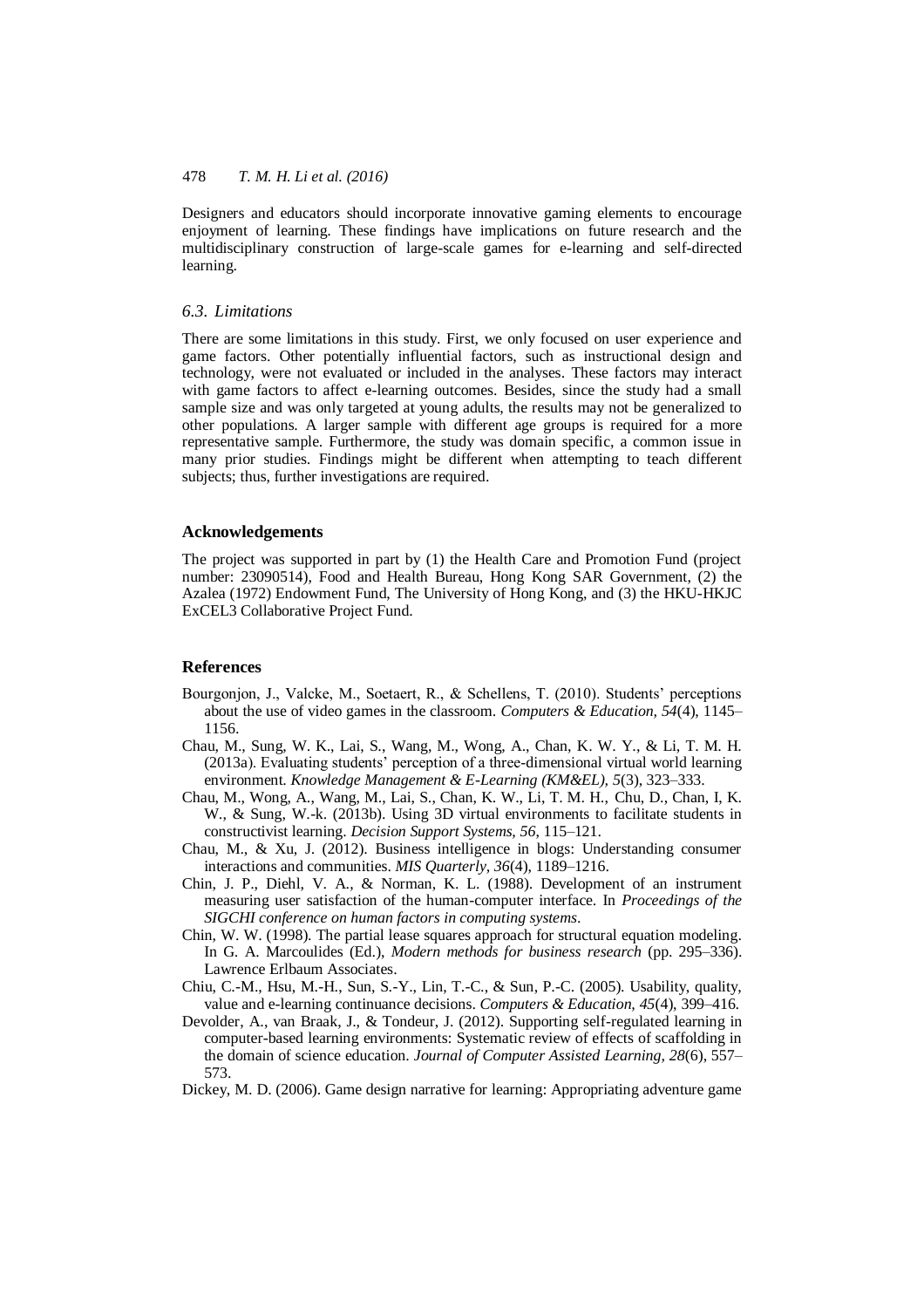Designers and educators should incorporate innovative gaming elements to encourage enjoyment of learning. These findings have implications on future research and the multidisciplinary construction of large-scale games for e-learning and self-directed learning.

### *6.3. Limitations*

There are some limitations in this study. First, we only focused on user experience and game factors. Other potentially influential factors, such as instructional design and technology, were not evaluated or included in the analyses. These factors may interact with game factors to affect e-learning outcomes. Besides, since the study had a small sample size and was only targeted at young adults, the results may not be generalized to other populations. A larger sample with different age groups is required for a more representative sample. Furthermore, the study was domain specific, a common issue in many prior studies. Findings might be different when attempting to teach different subjects; thus, further investigations are required.

## Acknowledgements

The project was supported in part by (1) the Health Care and Promotion Fund (project number: 23090514), Food and Health Bureau, Hong Kong SAR Government, (2) the Azalea (1972) Endowment Fund, The University of Hong Kong, and (3) the HKU-HKJC ExCEL3 Collaborative Project Fund.

## References

Bourgonjon, J., Valcke, M., Soetaert, R., & Schellens, T. (2010). Students' perceptions about the use of video games in the classroom. *Computers & Education, 54*(4), 1145–1156.

Chau, M., Sung, W. K., Lai, S., Wang, M., Wong, A., Chan, K. W. Y., & Li, T. M. H. (2013a). Evaluating students' perception of a three-dimensional virtual world learning environment. *Knowledge Management & E-Learning (KM&EL), 5*(3), 323–333.

Chau, M., Wong, A., Wang, M., Lai, S., Chan, K. W., Li, T. M. H., Chu, D., Chan, I, K. W., & Sung, W.-k. (2013b). Using 3D virtual environments to facilitate students in constructivist learning. *Decision Support Systems, 56*, 115–121.

Chau, M., & Xu, J. (2012). Business intelligence in blogs: Understanding consumer interactions and communities. *MIS Quarterly, 36*(4), 1189–1216.

Chin, J. P., Diehl, V. A., & Norman, K. L. (1988). Development of an instrument measuring user satisfaction of the human-computer interface. In *Proceedings of the SIGCHI conference on human factors in computing systems*.

Chin, W. W. (1998). The partial lease squares approach for structural equation modeling. In G. A. Marcoulides (Ed.), *Modern methods for business research* (pp. 295–336). Lawrence Erlbaum Associates.

Chiu, C.-M., Hsu, M.-H., Sun, S.-Y., Lin, T.-C., & Sun, P.-C. (2005). Usability, quality, value and e-learning continuance decisions. *Computers & Education, 45*(4), 399–416.

Devolder, A., van Braak, J., & Tondeur, J. (2012). Supporting self-regulated learning in computer-based learning environments: Systematic review of effects of scaffolding in the domain of science education. *Journal of Computer Assisted Learning, 28*(6), 557–573.

Dickey, M. D. (2006). Game design narrative for learning: Appropriating adventure game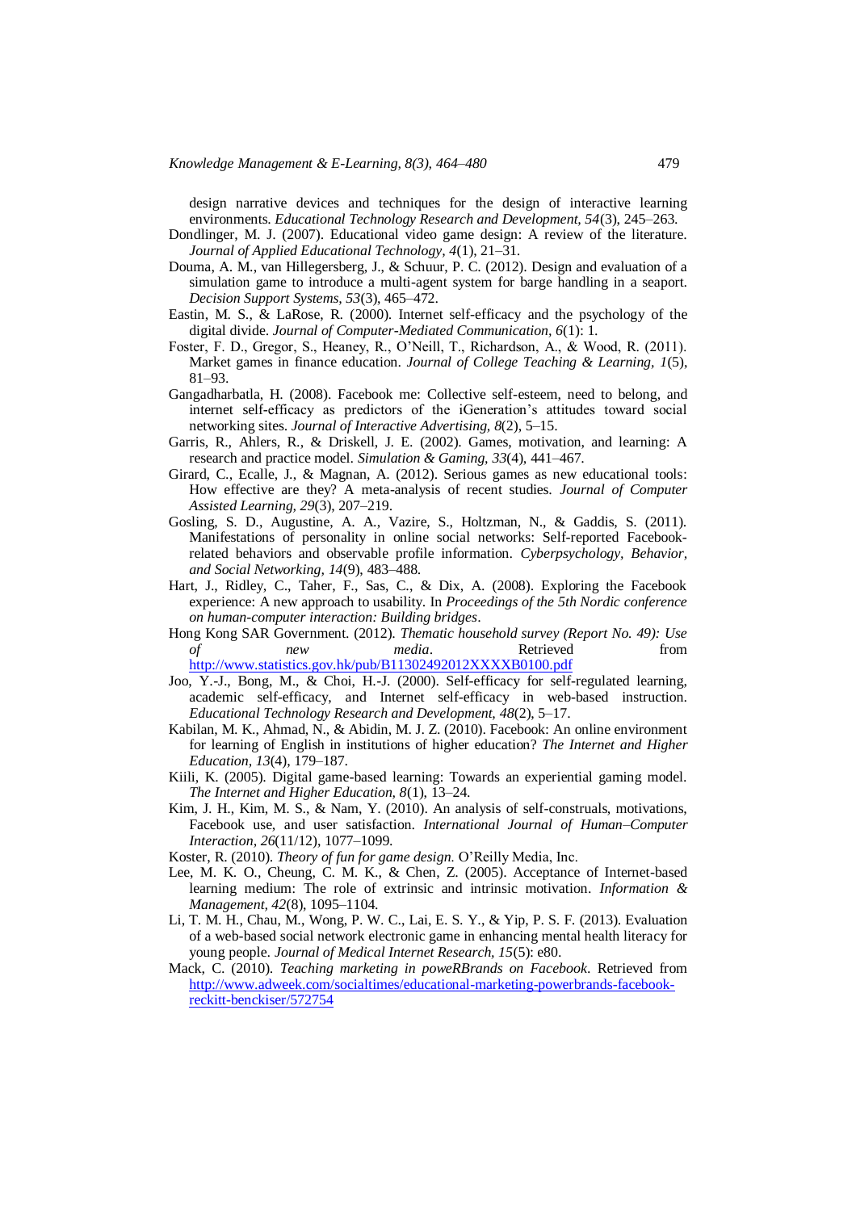design narrative devices and techniques for the design of interactive learning environments. *Educational Technology Research and Development, 54*(3), 245–263.

Dondlinger, M. J. (2007). Educational video game design: A review of the literature. *Journal of Applied Educational Technology, 4*(1), 21–31.

Douma, A. M., van Hillegersberg, J., & Schuur, P. C. (2012). Design and evaluation of a simulation game to introduce a multi-agent system for barge handling in a seaport. *Decision Support Systems, 53*(3), 465–472.

Eastin, M. S., & LaRose, R. (2000). Internet self-efficacy and the psychology of the digital divide. *Journal of Computer-Mediated Communication, 6*(1): 1.

Foster, F. D., Gregor, S., Heaney, R., O'Neill, T., Richardson, A., & Wood, R. (2011). Market games in finance education. *Journal of College Teaching & Learning, 1*(5), 81–93.

Gangadharbatla, H. (2008). Facebook me: Collective self-esteem, need to belong, and internet self-efficacy as predictors of the iGeneration's attitudes toward social networking sites. *Journal of Interactive Advertising, 8*(2), 5–15.

Garris, R., Ahlers, R., & Driskell, J. E. (2002). Games, motivation, and learning: A research and practice model. *Simulation & Gaming, 33*(4), 441–467.

Girard, C., Ecalle, J., & Magnan, A. (2012). Serious games as new educational tools: How effective are they? A meta-analysis of recent studies. *Journal of Computer Assisted Learning, 29*(3), 207–219.

Gosling, S. D., Augustine, A. A., Vazire, S., Holtzman, N., & Gaddis, S. (2011). Manifestations of personality in online social networks: Self-reported Facebook-related behaviors and observable profile information. *Cyberpsychology, Behavior, and Social Networking, 14*(9), 483–488.

Hart, J., Ridley, C., Taher, F., Sas, C., & Dix, A. (2008). Exploring the Facebook experience: A new approach to usability. In *Proceedings of the 5th Nordic conference on human-computer interaction: Building bridges*.

Hong Kong SAR Government. (2012). *Thematic household survey (Report No. 49): Use of new media*. Retrieved from http://www.statistics.gov.hk/pub/B11302492012XXXXB0100.pdf

Joo, Y.-J., Bong, M., & Choi, H.-J. (2000). Self-efficacy for self-regulated learning, academic self-efficacy, and Internet self-efficacy in web-based instruction. *Educational Technology Research and Development, 48*(2), 5–17.

Kabilan, M. K., Ahmad, N., & Abidin, M. J. Z. (2010). Facebook: An online environment for learning of English in institutions of higher education? *The Internet and Higher Education, 13*(4), 179–187.

Kiili, K. (2005). Digital game-based learning: Towards an experiential gaming model. *The Internet and Higher Education, 8*(1), 13–24.

Kim, J. H., Kim, M. S., & Nam, Y. (2010). An analysis of self-construals, motivations, Facebook use, and user satisfaction. *International Journal of Human–Computer Interaction, 26*(11/12), 1077–1099.

Koster, R. (2010). *Theory of fun for game design.* O'Reilly Media, Inc.

Lee, M. K. O., Cheung, C. M. K., & Chen, Z. (2005). Acceptance of Internet-based learning medium: The role of extrinsic and intrinsic motivation. *Information & Management, 42*(8), 1095–1104.

Li, T. M. H., Chau, M., Wong, P. W. C., Lai, E. S. Y., & Yip, P. S. F. (2013). Evaluation of a web-based social network electronic game in enhancing mental health literacy for young people. *Journal of Medical Internet Research, 15*(5): e80.

Mack, C. (2010). *Teaching marketing in poweRBrands on Facebook*. Retrieved from http://www.adweek.com/socialtimes/educational-marketing-powerbrands-facebook-reckitt-benckiser/572754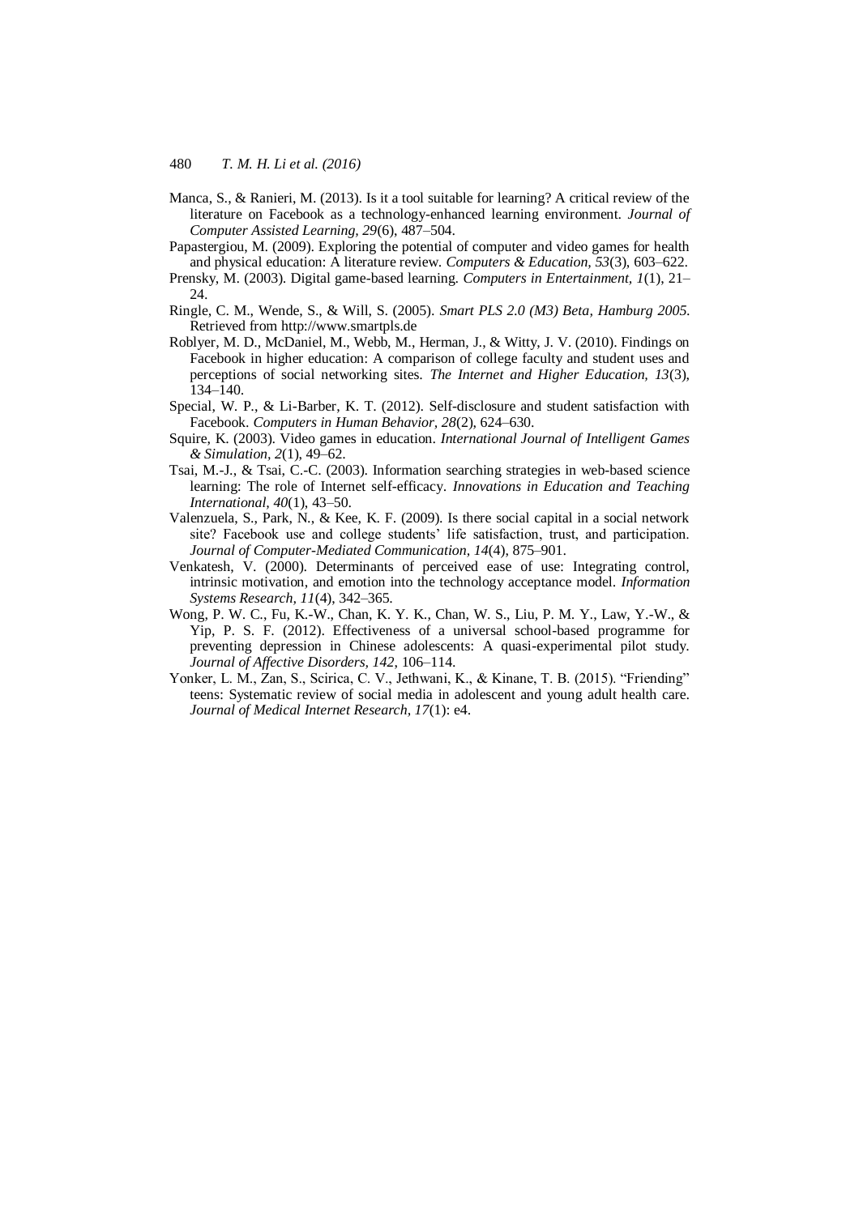Manca, S., & Ranieri, M. (2013). Is it a tool suitable for learning? A critical review of the literature on Facebook as a technology-enhanced learning environment. *Journal of Computer Assisted Learning, 29*(6), 487–504.

Papastergiou, M. (2009). Exploring the potential of computer and video games for health and physical education: A literature review. *Computers & Education, 53*(3), 603–622.

Prensky, M. (2003). Digital game-based learning. *Computers in Entertainment, 1*(1), 21–24.

Ringle, C. M., Wende, S., & Will, S. (2005). *Smart PLS 2.0 (M3) Beta, Hamburg 2005.* Retrieved from http://www.smartpls.de

Roblyer, M. D., McDaniel, M., Webb, M., Herman, J., & Witty, J. V. (2010). Findings on Facebook in higher education: A comparison of college faculty and student uses and perceptions of social networking sites. *The Internet and Higher Education, 13*(3), 134–140.

Special, W. P., & Li-Barber, K. T. (2012). Self-disclosure and student satisfaction with Facebook. *Computers in Human Behavior, 28*(2), 624–630.

Squire, K. (2003). Video games in education. *International Journal of Intelligent Games & Simulation, 2*(1), 49–62.

Tsai, M.-J., & Tsai, C.-C. (2003). Information searching strategies in web-based science learning: The role of Internet self-efficacy. *Innovations in Education and Teaching International, 40*(1), 43–50.

Valenzuela, S., Park, N., & Kee, K. F. (2009). Is there social capital in a social network site? Facebook use and college students' life satisfaction, trust, and participation. *Journal of Computer-Mediated Communication, 14*(4), 875–901.

Venkatesh, V. (2000). Determinants of perceived ease of use: Integrating control, intrinsic motivation, and emotion into the technology acceptance model. *Information Systems Research, 11*(4), 342–365.

Wong, P. W. C., Fu, K.-W., Chan, K. Y. K., Chan, W. S., Liu, P. M. Y., Law, Y.-W., & Yip, P. S. F. (2012). Effectiveness of a universal school-based programme for preventing depression in Chinese adolescents: A quasi-experimental pilot study. *Journal of Affective Disorders, 142*, 106–114.

Yonker, L. M., Zan, S., Scirica, C. V., Jethwani, K., & Kinane, T. B. (2015). "Friending" teens: Systematic review of social media in adolescent and young adult health care. *Journal of Medical Internet Research, 17*(1): e4.